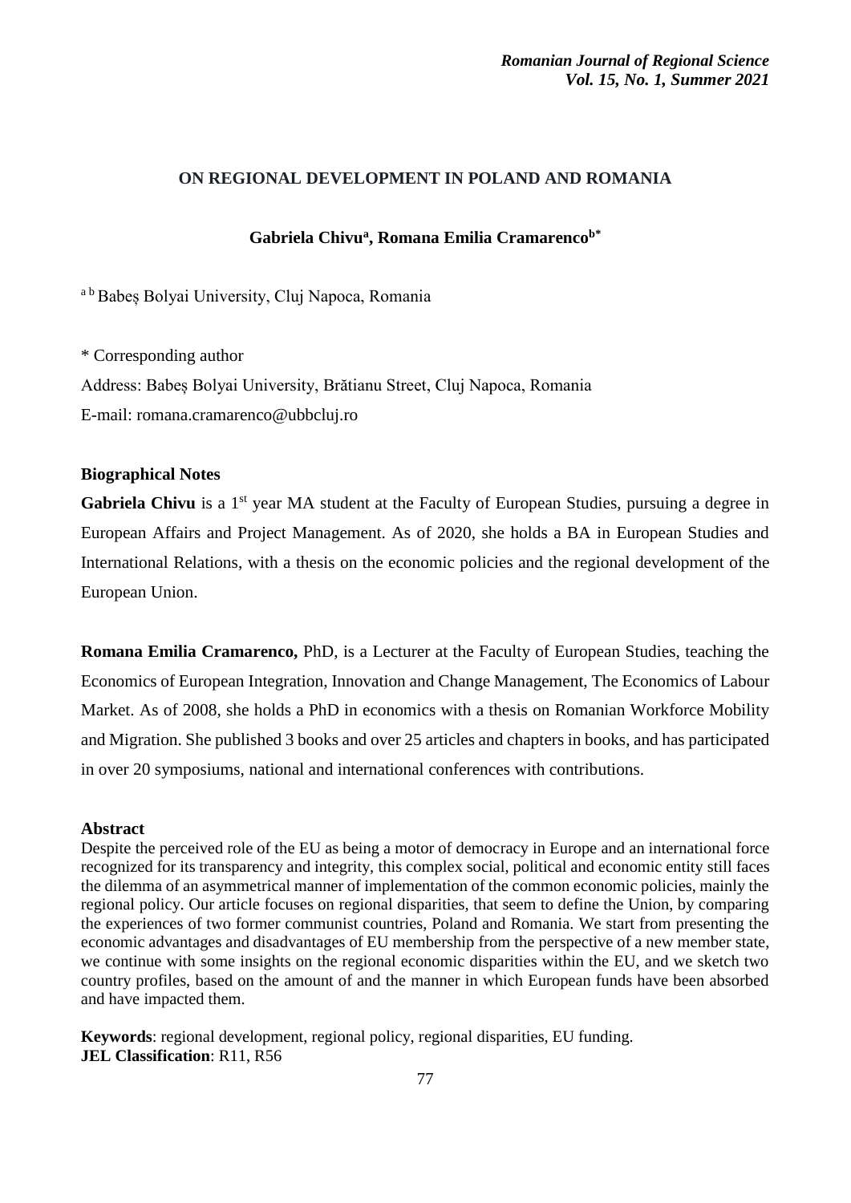# ON REGIONAL DEVELOPMENT IN POLAND AND ROMANIA

**Gabriela Chivu[a], Romana Emilia Cramarenco[b*]**

[a b] Babeș Bolyai University, Cluj Napoca, Romania

\* Corresponding author

Address: Babeș Bolyai University, Brătianu Street, Cluj Napoca, Romania

E-mail: romana.cramarenco@ubbcluj.ro

## Biographical Notes

**Gabriela Chivu** is a 1st year MA student at the Faculty of European Studies, pursuing a degree in European Affairs and Project Management. As of 2020, she holds a BA in European Studies and International Relations, with a thesis on the economic policies and the regional development of the European Union.

**Romana Emilia Cramarenco,** PhD, is a Lecturer at the Faculty of European Studies, teaching the Economics of European Integration, Innovation and Change Management, The Economics of Labour Market. As of 2008, she holds a PhD in economics with a thesis on Romanian Workforce Mobility and Migration. She published 3 books and over 25 articles and chapters in books, and has participated in over 20 symposiums, national and international conferences with contributions.

## Abstract

Despite the perceived role of the EU as being a motor of democracy in Europe and an international force recognized for its transparency and integrity, this complex social, political and economic entity still faces the dilemma of an asymmetrical manner of implementation of the common economic policies, mainly the regional policy. Our article focuses on regional disparities, that seem to define the Union, by comparing the experiences of two former communist countries, Poland and Romania. We start from presenting the economic advantages and disadvantages of EU membership from the perspective of a new member state, we continue with some insights on the regional economic disparities within the EU, and we sketch two country profiles, based on the amount of and the manner in which European funds have been absorbed and have impacted them.

**Keywords**: regional development, regional policy, regional disparities, EU funding.
**JEL Classification**: R11, R56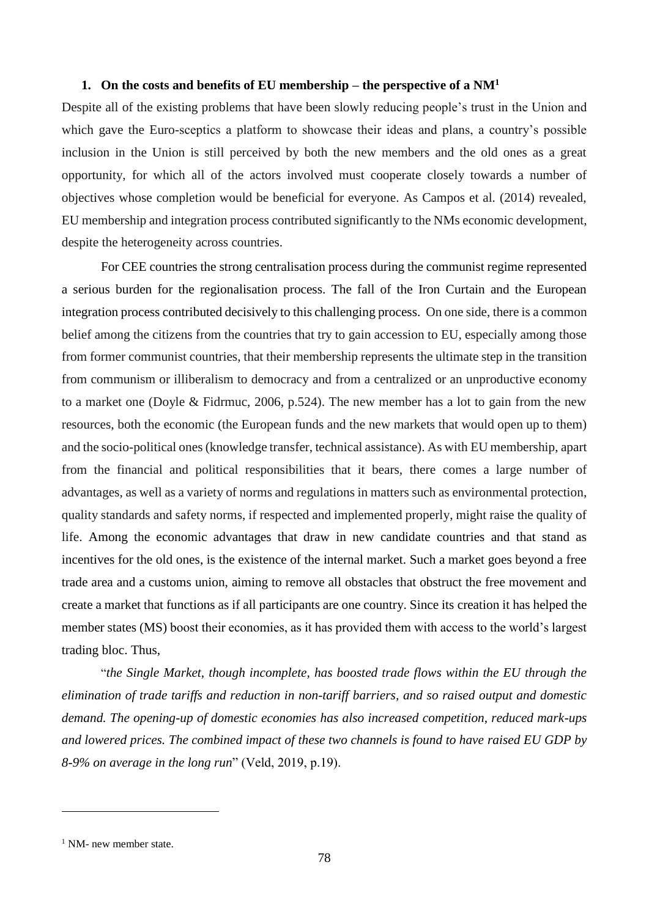## 1. On the costs and benefits of EU membership – the perspective of a NM[1]

Despite all of the existing problems that have been slowly reducing people's trust in the Union and which gave the Euro-sceptics a platform to showcase their ideas and plans, a country's possible inclusion in the Union is still perceived by both the new members and the old ones as a great opportunity, for which all of the actors involved must cooperate closely towards a number of objectives whose completion would be beneficial for everyone. As Campos et al. (2014) revealed, EU membership and integration process contributed significantly to the NMs economic development, despite the heterogeneity across countries.

For CEE countries the strong centralisation process during the communist regime represented a serious burden for the regionalisation process. The fall of the Iron Curtain and the European integration process contributed decisively to this challenging process. On one side, there is a common belief among the citizens from the countries that try to gain accession to EU, especially among those from former communist countries, that their membership represents the ultimate step in the transition from communism or illiberalism to democracy and from a centralized or an unproductive economy to a market one (Doyle & Fidrmuc, 2006, p.524). The new member has a lot to gain from the new resources, both the economic (the European funds and the new markets that would open up to them) and the socio-political ones (knowledge transfer, technical assistance). As with EU membership, apart from the financial and political responsibilities that it bears, there comes a large number of advantages, as well as a variety of norms and regulations in matters such as environmental protection, quality standards and safety norms, if respected and implemented properly, might raise the quality of life. Among the economic advantages that draw in new candidate countries and that stand as incentives for the old ones, is the existence of the internal market. Such a market goes beyond a free trade area and a customs union, aiming to remove all obstacles that obstruct the free movement and create a market that functions as if all participants are one country. Since its creation it has helped the member states (MS) boost their economies, as it has provided them with access to the world's largest trading bloc. Thus,

"*the Single Market, though incomplete, has boosted trade flows within the EU through the elimination of trade tariffs and reduction in non-tariff barriers, and so raised output and domestic demand. The opening-up of domestic economies has also increased competition, reduced mark-ups and lowered prices. The combined impact of these two channels is found to have raised EU GDP by 8-9% on average in the long run*" (Veld, 2019, p.19).

[1] NM- new member state.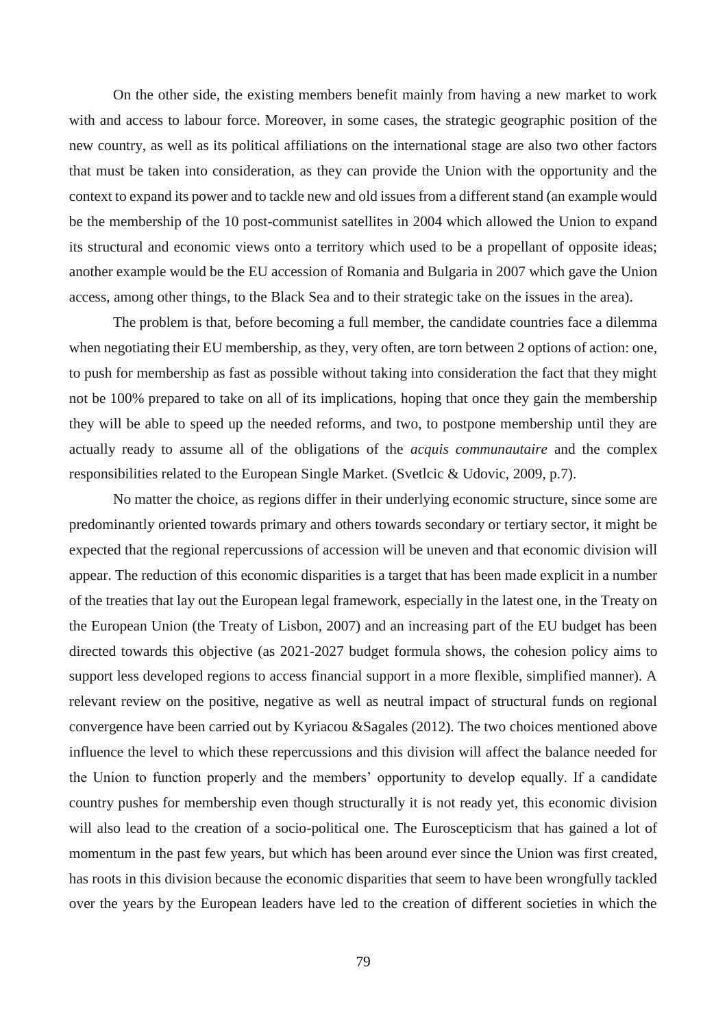On the other side, the existing members benefit mainly from having a new market to work with and access to labour force. Moreover, in some cases, the strategic geographic position of the new country, as well as its political affiliations on the international stage are also two other factors that must be taken into consideration, as they can provide the Union with the opportunity and the context to expand its power and to tackle new and old issues from a different stand (an example would be the membership of the 10 post-communist satellites in 2004 which allowed the Union to expand its structural and economic views onto a territory which used to be a propellant of opposite ideas; another example would be the EU accession of Romania and Bulgaria in 2007 which gave the Union access, among other things, to the Black Sea and to their strategic take on the issues in the area).

The problem is that, before becoming a full member, the candidate countries face a dilemma when negotiating their EU membership, as they, very often, are torn between 2 options of action: one, to push for membership as fast as possible without taking into consideration the fact that they might not be 100% prepared to take on all of its implications, hoping that once they gain the membership they will be able to speed up the needed reforms, and two, to postpone membership until they are actually ready to assume all of the obligations of the *acquis communautaire* and the complex responsibilities related to the European Single Market. (Svetlcic & Udovic, 2009, p.7).

No matter the choice, as regions differ in their underlying economic structure, since some are predominantly oriented towards primary and others towards secondary or tertiary sector, it might be expected that the regional repercussions of accession will be uneven and that economic division will appear. The reduction of this economic disparities is a target that has been made explicit in a number of the treaties that lay out the European legal framework, especially in the latest one, in the Treaty on the European Union (the Treaty of Lisbon, 2007) and an increasing part of the EU budget has been directed towards this objective (as 2021-2027 budget formula shows, the cohesion policy aims to support less developed regions to access financial support in a more flexible, simplified manner). A relevant review on the positive, negative as well as neutral impact of structural funds on regional convergence have been carried out by Kyriacou &Sagales (2012). The two choices mentioned above influence the level to which these repercussions and this division will affect the balance needed for the Union to function properly and the members' opportunity to develop equally. If a candidate country pushes for membership even though structurally it is not ready yet, this economic division will also lead to the creation of a socio-political one. The Euroscepticism that has gained a lot of momentum in the past few years, but which has been around ever since the Union was first created, has roots in this division because the economic disparities that seem to have been wrongfully tackled over the years by the European leaders have led to the creation of different societies in which the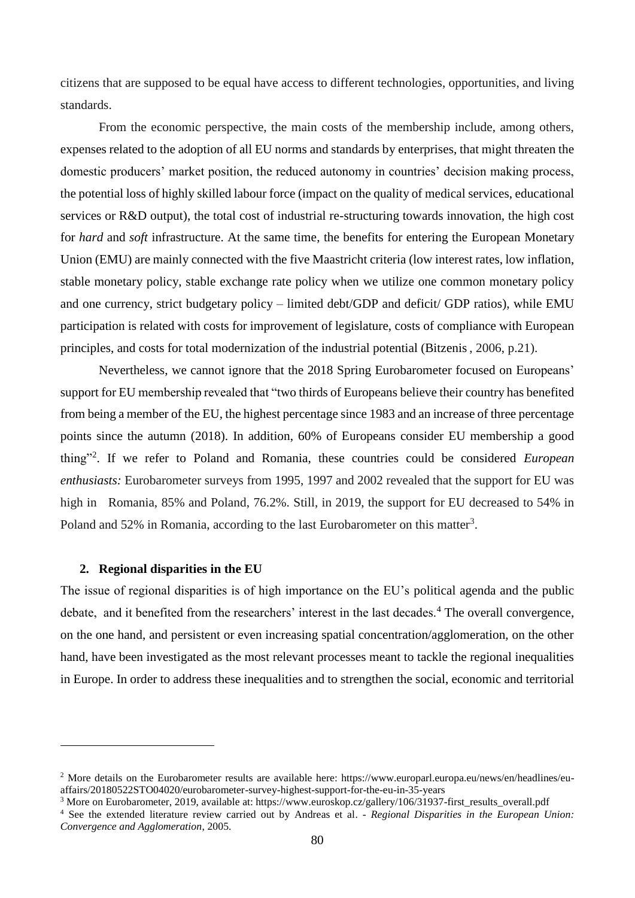citizens that are supposed to be equal have access to different technologies, opportunities, and living standards.

From the economic perspective, the main costs of the membership include, among others, expenses related to the adoption of all EU norms and standards by enterprises, that might threaten the domestic producers' market position, the reduced autonomy in countries' decision making process, the potential loss of highly skilled labour force (impact on the quality of medical services, educational services or R&D output), the total cost of industrial re-structuring towards innovation, the high cost for *hard* and *soft* infrastructure. At the same time, the benefits for entering the European Monetary Union (EMU) are mainly connected with the five Maastricht criteria (low interest rates, low inflation, stable monetary policy, stable exchange rate policy when we utilize one common monetary policy and one currency, strict budgetary policy – limited debt/GDP and deficit/ GDP ratios), while EMU participation is related with costs for improvement of legislature, costs of compliance with European principles, and costs for total modernization of the industrial potential (Bitzenis , 2006, p.21).

Nevertheless, we cannot ignore that the 2018 Spring Eurobarometer focused on Europeans' support for EU membership revealed that "two thirds of Europeans believe their country has benefited from being a member of the EU, the highest percentage since 1983 and an increase of three percentage points since the autumn (2018). In addition, 60% of Europeans consider EU membership a good thing"[2]. If we refer to Poland and Romania, these countries could be considered *European enthusiasts:* Eurobarometer surveys from 1995, 1997 and 2002 revealed that the support for EU was high in Romania, 85% and Poland, 76.2%. Still, in 2019, the support for EU decreased to 54% in Poland and 52% in Romania, according to the last Eurobarometer on this matter[3].

## 2. Regional disparities in the EU

The issue of regional disparities is of high importance on the EU's political agenda and the public debate, and it benefited from the researchers' interest in the last decades.[4] The overall convergence, on the one hand, and persistent or even increasing spatial concentration/agglomeration, on the other hand, have been investigated as the most relevant processes meant to tackle the regional inequalities in Europe. In order to address these inequalities and to strengthen the social, economic and territorial

---

[2] More details on the Eurobarometer results are available here: https://www.europarl.europa.eu/news/en/headlines/eu-affairs/20180522STO04020/eurobarometer-survey-highest-support-for-the-eu-in-35-years

[3] More on Eurobarometer, 2019, available at: https://www.euroskop.cz/gallery/106/31937-first_results_overall.pdf

[4] See the extended literature review carried out by Andreas et al. - *Regional Disparities in the European Union: Convergence and Agglomeration*, 2005.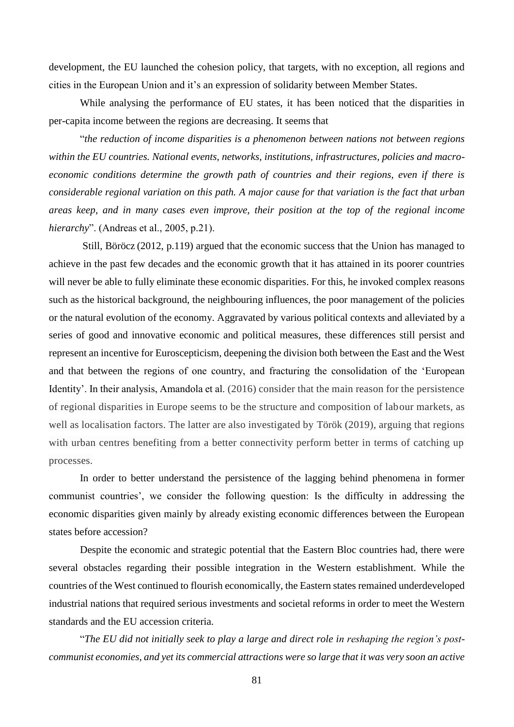development, the EU launched the cohesion policy, that targets, with no exception, all regions and cities in the European Union and it's an expression of solidarity between Member States.

While analysing the performance of EU states, it has been noticed that the disparities in per-capita income between the regions are decreasing. It seems that

"*the reduction of income disparities is a phenomenon between nations not between regions within the EU countries. National events, networks, institutions, infrastructures, policies and macro-economic conditions determine the growth path of countries and their regions, even if there is considerable regional variation on this path. A major cause for that variation is the fact that urban areas keep, and in many cases even improve, their position at the top of the regional income hierarchy*". (Andreas et al., 2005, p.21).

Still, Böröcz (2012, p.119) argued that the economic success that the Union has managed to achieve in the past few decades and the economic growth that it has attained in its poorer countries will never be able to fully eliminate these economic disparities. For this, he invoked complex reasons such as the historical background, the neighbouring influences, the poor management of the policies or the natural evolution of the economy. Aggravated by various political contexts and alleviated by a series of good and innovative economic and political measures, these differences still persist and represent an incentive for Euroscepticism, deepening the division both between the East and the West and that between the regions of one country, and fracturing the consolidation of the 'European Identity'. In their analysis, Amandola et al. (2016) consider that the main reason for the persistence of regional disparities in Europe seems to be the structure and composition of labour markets, as well as localisation factors. The latter are also investigated by Török (2019), arguing that regions with urban centres benefiting from a better connectivity perform better in terms of catching up processes.

In order to better understand the persistence of the lagging behind phenomena in former communist countries', we consider the following question: Is the difficulty in addressing the economic disparities given mainly by already existing economic differences between the European states before accession?

Despite the economic and strategic potential that the Eastern Bloc countries had, there were several obstacles regarding their possible integration in the Western establishment. While the countries of the West continued to flourish economically, the Eastern states remained underdeveloped industrial nations that required serious investments and societal reforms in order to meet the Western standards and the EU accession criteria.

"*The EU did not initially seek to play a large and direct role in reshaping the region's post-communist economies, and yet its commercial attractions were so large that it was very soon an active*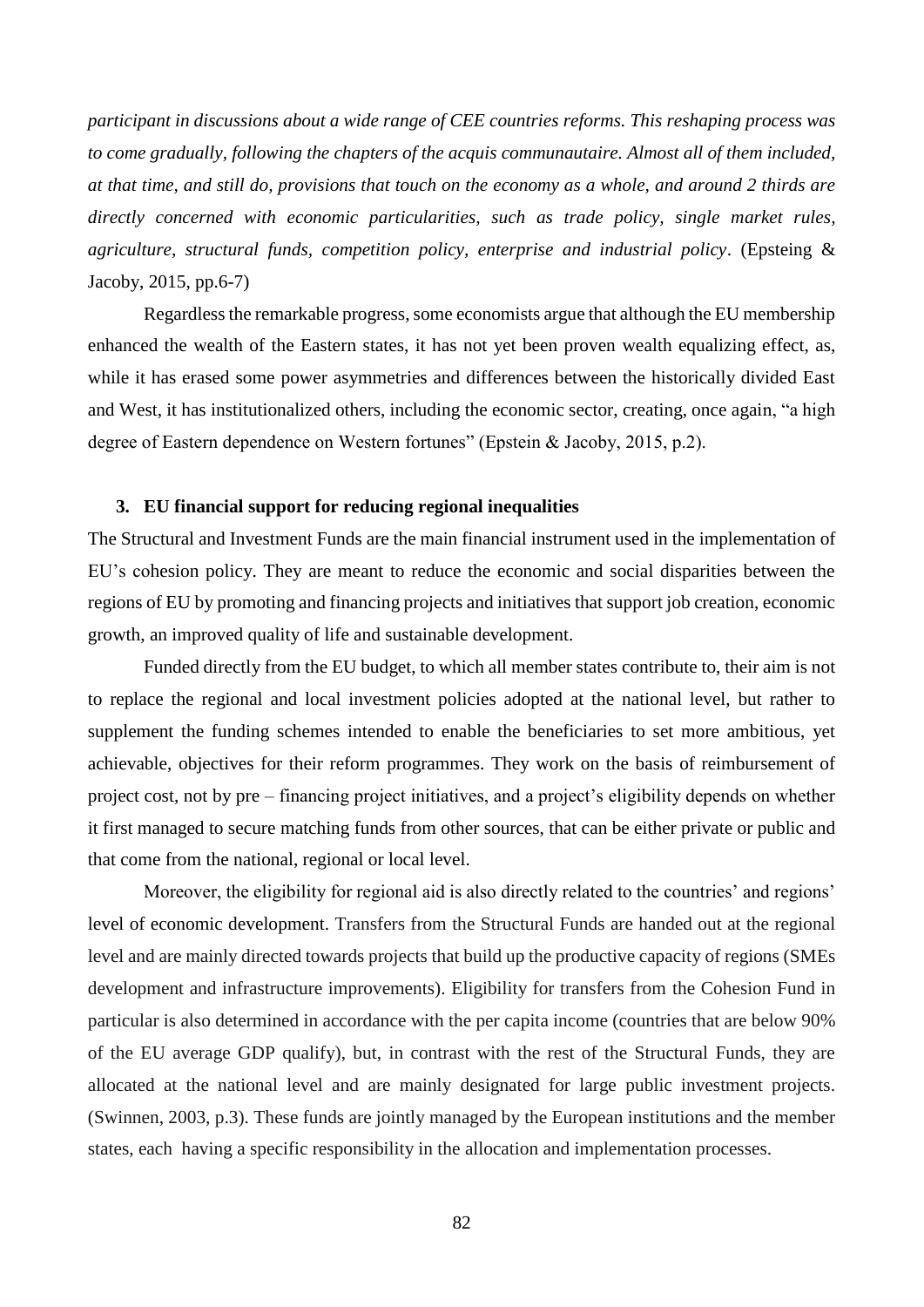*participant in discussions about a wide range of CEE countries reforms. This reshaping process was to come gradually, following the chapters of the acquis communautaire. Almost all of them included, at that time, and still do, provisions that touch on the economy as a whole, and around 2 thirds are directly concerned with economic particularities, such as trade policy, single market rules, agriculture, structural funds, competition policy, enterprise and industrial policy*. (Epsteing & Jacoby, 2015, pp.6-7)

Regardless the remarkable progress, some economists argue that although the EU membership enhanced the wealth of the Eastern states, it has not yet been proven wealth equalizing effect, as, while it has erased some power asymmetries and differences between the historically divided East and West, it has institutionalized others, including the economic sector, creating, once again, "a high degree of Eastern dependence on Western fortunes" (Epstein & Jacoby, 2015, p.2).

## 3. EU financial support for reducing regional inequalities

The Structural and Investment Funds are the main financial instrument used in the implementation of EU's cohesion policy. They are meant to reduce the economic and social disparities between the regions of EU by promoting and financing projects and initiatives that support job creation, economic growth, an improved quality of life and sustainable development.

Funded directly from the EU budget, to which all member states contribute to, their aim is not to replace the regional and local investment policies adopted at the national level, but rather to supplement the funding schemes intended to enable the beneficiaries to set more ambitious, yet achievable, objectives for their reform programmes. They work on the basis of reimbursement of project cost, not by pre – financing project initiatives, and a project's eligibility depends on whether it first managed to secure matching funds from other sources, that can be either private or public and that come from the national, regional or local level.

Moreover, the eligibility for regional aid is also directly related to the countries' and regions' level of economic development. Transfers from the Structural Funds are handed out at the regional level and are mainly directed towards projects that build up the productive capacity of regions (SMEs development and infrastructure improvements). Eligibility for transfers from the Cohesion Fund in particular is also determined in accordance with the per capita income (countries that are below 90% of the EU average GDP qualify), but, in contrast with the rest of the Structural Funds, they are allocated at the national level and are mainly designated for large public investment projects. (Swinnen, 2003, p.3). These funds are jointly managed by the European institutions and the member states, each having a specific responsibility in the allocation and implementation processes.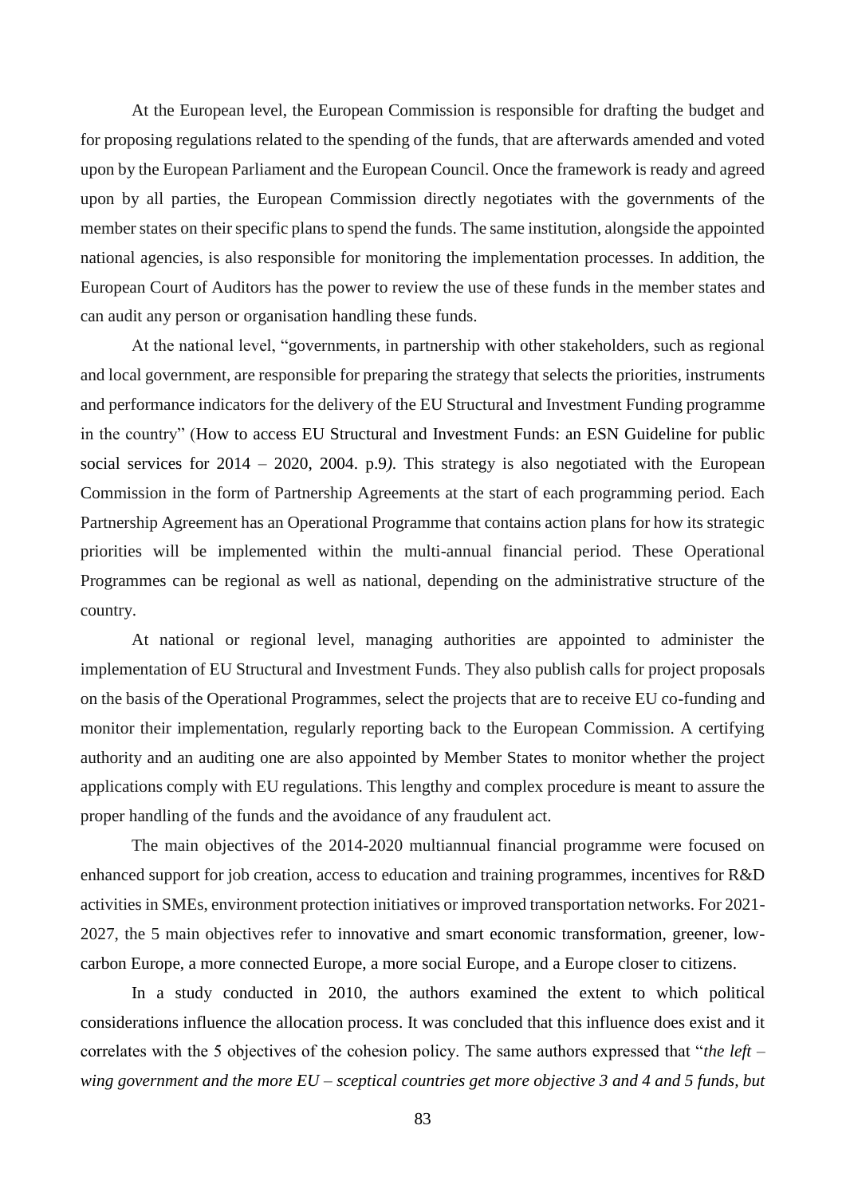At the European level, the European Commission is responsible for drafting the budget and for proposing regulations related to the spending of the funds, that are afterwards amended and voted upon by the European Parliament and the European Council. Once the framework is ready and agreed upon by all parties, the European Commission directly negotiates with the governments of the member states on their specific plans to spend the funds. The same institution, alongside the appointed national agencies, is also responsible for monitoring the implementation processes. In addition, the European Court of Auditors has the power to review the use of these funds in the member states and can audit any person or organisation handling these funds.

At the national level, "governments, in partnership with other stakeholders, such as regional and local government, are responsible for preparing the strategy that selects the priorities, instruments and performance indicators for the delivery of the EU Structural and Investment Funding programme in the country" (How to access EU Structural and Investment Funds: an ESN Guideline for public social services for 2014 – 2020, 2004. p.9*)*. This strategy is also negotiated with the European Commission in the form of Partnership Agreements at the start of each programming period. Each Partnership Agreement has an Operational Programme that contains action plans for how its strategic priorities will be implemented within the multi-annual financial period. These Operational Programmes can be regional as well as national, depending on the administrative structure of the country.

At national or regional level, managing authorities are appointed to administer the implementation of EU Structural and Investment Funds. They also publish calls for project proposals on the basis of the Operational Programmes, select the projects that are to receive EU co-funding and monitor their implementation, regularly reporting back to the European Commission. A certifying authority and an auditing one are also appointed by Member States to monitor whether the project applications comply with EU regulations. This lengthy and complex procedure is meant to assure the proper handling of the funds and the avoidance of any fraudulent act.

The main objectives of the 2014-2020 multiannual financial programme were focused on enhanced support for job creation, access to education and training programmes, incentives for R&D activities in SMEs, environment protection initiatives or improved transportation networks. For 2021-2027, the 5 main objectives refer to innovative and smart economic transformation, greener, low-carbon Europe, a more connected Europe, a more social Europe, and a Europe closer to citizens.

In a study conducted in 2010, the authors examined the extent to which political considerations influence the allocation process. It was concluded that this influence does exist and it correlates with the 5 objectives of the cohesion policy. The same authors expressed that "*the left – wing government and the more EU – sceptical countries get more objective 3 and 4 and 5 funds, but*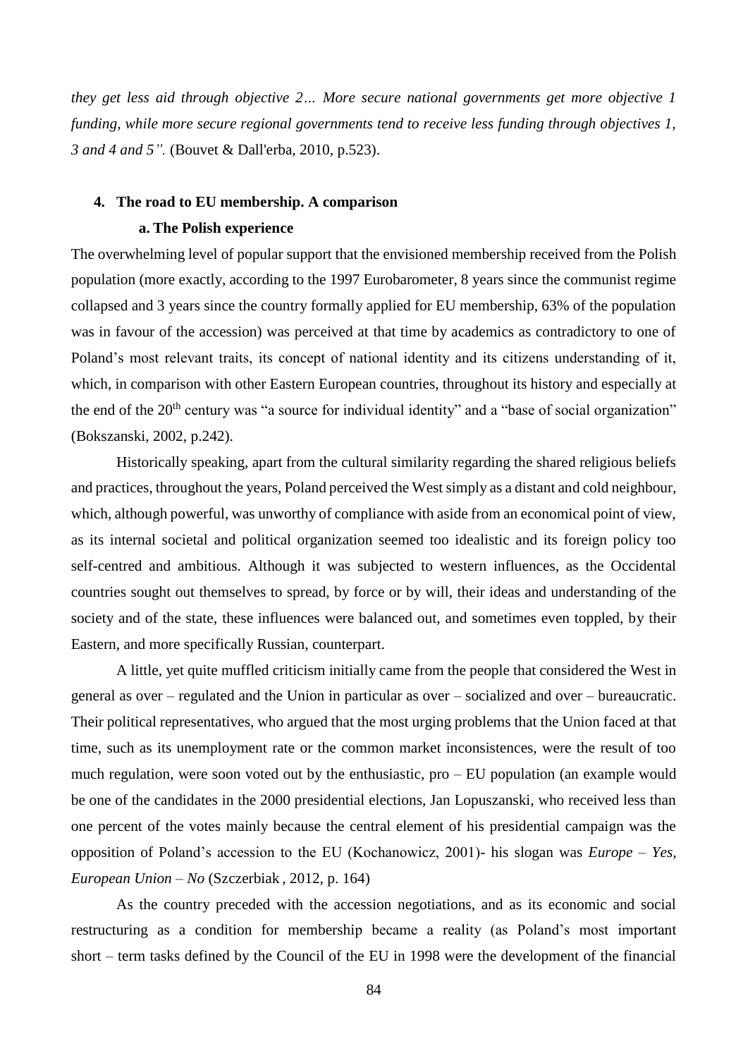*they get less aid through objective 2… More secure national governments get more objective 1 funding, while more secure regional governments tend to receive less funding through objectives 1, 3 and 4 and 5".* (Bouvet & Dall'erba, 2010, p.523).

## 4. The road to EU membership. A comparison

### a. The Polish experience

The overwhelming level of popular support that the envisioned membership received from the Polish population (more exactly, according to the 1997 Eurobarometer, 8 years since the communist regime collapsed and 3 years since the country formally applied for EU membership, 63% of the population was in favour of the accession) was perceived at that time by academics as contradictory to one of Poland's most relevant traits, its concept of national identity and its citizens understanding of it, which, in comparison with other Eastern European countries, throughout its history and especially at the end of the 20th century was "a source for individual identity" and a "base of social organization" (Bokszanski, 2002, p.242).

Historically speaking, apart from the cultural similarity regarding the shared religious beliefs and practices, throughout the years, Poland perceived the West simply as a distant and cold neighbour, which, although powerful, was unworthy of compliance with aside from an economical point of view, as its internal societal and political organization seemed too idealistic and its foreign policy too self-centred and ambitious. Although it was subjected to western influences, as the Occidental countries sought out themselves to spread, by force or by will, their ideas and understanding of the society and of the state, these influences were balanced out, and sometimes even toppled, by their Eastern, and more specifically Russian, counterpart.

A little, yet quite muffled criticism initially came from the people that considered the West in general as over – regulated and the Union in particular as over – socialized and over – bureaucratic. Their political representatives, who argued that the most urging problems that the Union faced at that time, such as its unemployment rate or the common market inconsistences, were the result of too much regulation, were soon voted out by the enthusiastic, pro – EU population (an example would be one of the candidates in the 2000 presidential elections, Jan Lopuszanski, who received less than one percent of the votes mainly because the central element of his presidential campaign was the opposition of Poland's accession to the EU (Kochanowicz, 2001)- his slogan was *Europe – Yes, European Union – No* (Szczerbiak , 2012, p. 164)

As the country preceded with the accession negotiations, and as its economic and social restructuring as a condition for membership became a reality (as Poland's most important short – term tasks defined by the Council of the EU in 1998 were the development of the financial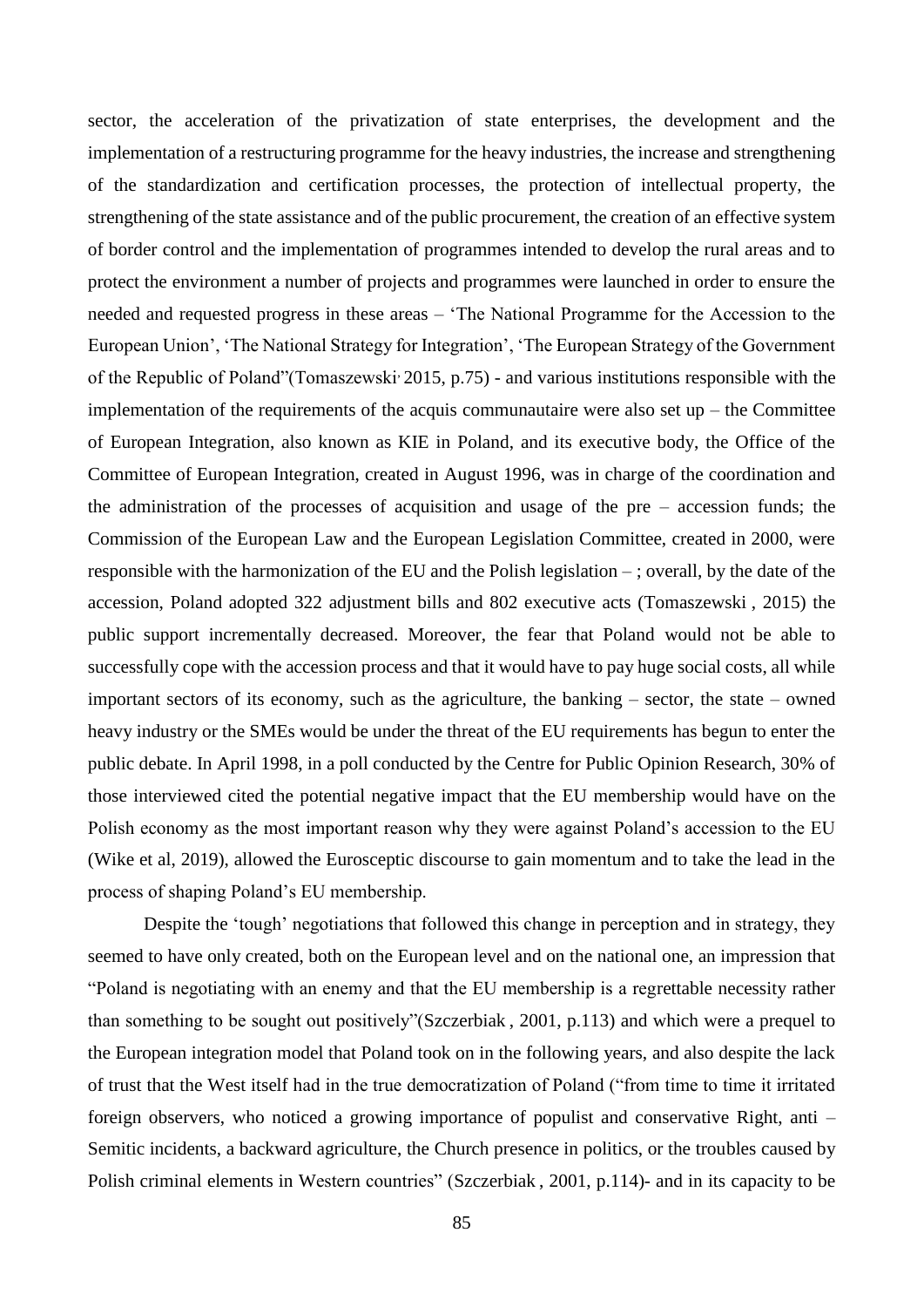sector, the acceleration of the privatization of state enterprises, the development and the implementation of a restructuring programme for the heavy industries, the increase and strengthening of the standardization and certification processes, the protection of intellectual property, the strengthening of the state assistance and of the public procurement, the creation of an effective system of border control and the implementation of programmes intended to develop the rural areas and to protect the environment a number of projects and programmes were launched in order to ensure the needed and requested progress in these areas – 'The National Programme for the Accession to the European Union', 'The National Strategy for Integration', 'The European Strategy of the Government of the Republic of Poland"(Tomaszewski, 2015, p.75) - and various institutions responsible with the implementation of the requirements of the acquis communautaire were also set up – the Committee of European Integration, also known as KIE in Poland, and its executive body, the Office of the Committee of European Integration, created in August 1996, was in charge of the coordination and the administration of the processes of acquisition and usage of the pre – accession funds; the Commission of the European Law and the European Legislation Committee, created in 2000, were responsible with the harmonization of the EU and the Polish legislation – ; overall, by the date of the accession, Poland adopted 322 adjustment bills and 802 executive acts (Tomaszewski , 2015) the public support incrementally decreased. Moreover, the fear that Poland would not be able to successfully cope with the accession process and that it would have to pay huge social costs, all while important sectors of its economy, such as the agriculture, the banking – sector, the state – owned heavy industry or the SMEs would be under the threat of the EU requirements has begun to enter the public debate. In April 1998, in a poll conducted by the Centre for Public Opinion Research, 30% of those interviewed cited the potential negative impact that the EU membership would have on the Polish economy as the most important reason why they were against Poland's accession to the EU (Wike et al, 2019), allowed the Eurosceptic discourse to gain momentum and to take the lead in the process of shaping Poland's EU membership.

Despite the 'tough' negotiations that followed this change in perception and in strategy, they seemed to have only created, both on the European level and on the national one, an impression that "Poland is negotiating with an enemy and that the EU membership is a regrettable necessity rather than something to be sought out positively"(Szczerbiak , 2001, p.113) and which were a prequel to the European integration model that Poland took on in the following years, and also despite the lack of trust that the West itself had in the true democratization of Poland ("from time to time it irritated foreign observers, who noticed a growing importance of populist and conservative Right, anti – Semitic incidents, a backward agriculture, the Church presence in politics, or the troubles caused by Polish criminal elements in Western countries" (Szczerbiak , 2001, p.114)- and in its capacity to be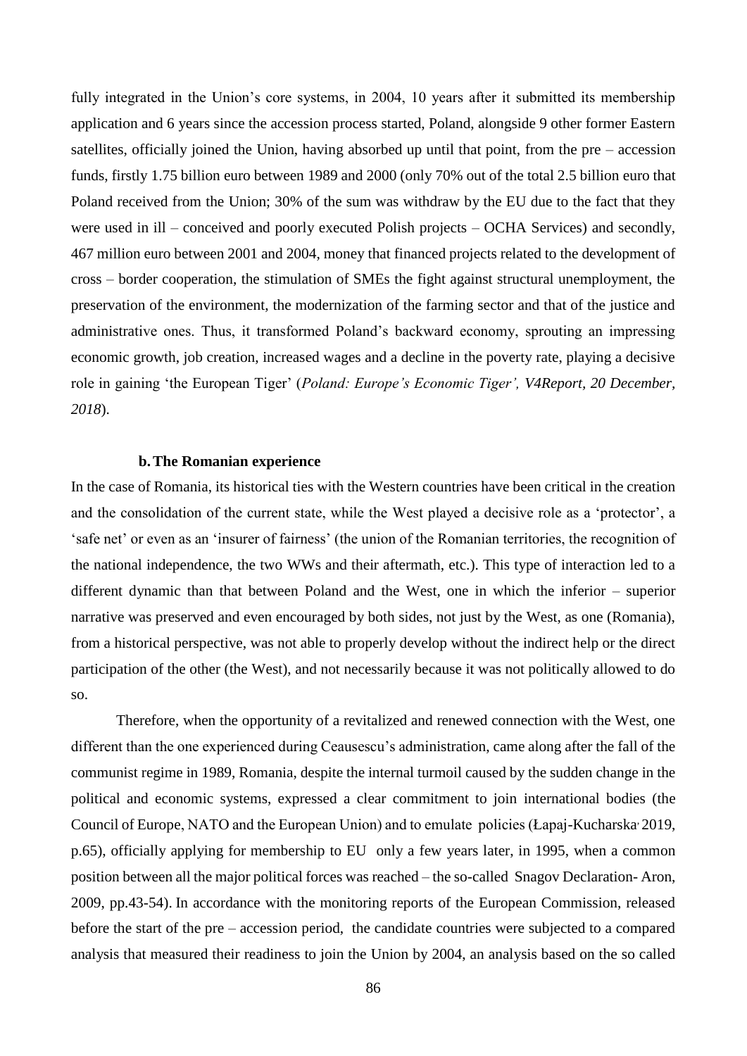fully integrated in the Union's core systems, in 2004, 10 years after it submitted its membership application and 6 years since the accession process started, Poland, alongside 9 other former Eastern satellites, officially joined the Union, having absorbed up until that point, from the pre – accession funds, firstly 1.75 billion euro between 1989 and 2000 (only 70% out of the total 2.5 billion euro that Poland received from the Union; 30% of the sum was withdraw by the EU due to the fact that they were used in ill – conceived and poorly executed Polish projects – OCHA Services) and secondly, 467 million euro between 2001 and 2004, money that financed projects related to the development of cross – border cooperation, the stimulation of SMEs the fight against structural unemployment, the preservation of the environment, the modernization of the farming sector and that of the justice and administrative ones. Thus, it transformed Poland's backward economy, sprouting an impressing economic growth, job creation, increased wages and a decline in the poverty rate, playing a decisive role in gaining 'the European Tiger' (*Poland: Europe's Economic Tiger', V4Report, 20 December, 2018*).

### b. The Romanian experience

In the case of Romania, its historical ties with the Western countries have been critical in the creation and the consolidation of the current state, while the West played a decisive role as a 'protector', a 'safe net' or even as an 'insurer of fairness' (the union of the Romanian territories, the recognition of the national independence, the two WWs and their aftermath, etc.). This type of interaction led to a different dynamic than that between Poland and the West, one in which the inferior – superior narrative was preserved and even encouraged by both sides, not just by the West, as one (Romania), from a historical perspective, was not able to properly develop without the indirect help or the direct participation of the other (the West), and not necessarily because it was not politically allowed to do so.

Therefore, when the opportunity of a revitalized and renewed connection with the West, one different than the one experienced during Ceausescu's administration, came along after the fall of the communist regime in 1989, Romania, despite the internal turmoil caused by the sudden change in the political and economic systems, expressed a clear commitment to join international bodies (the Council of Europe, NATO and the European Union) and to emulate policies (Łapaj-Kucharska, 2019, p.65), officially applying for membership to EU only a few years later, in 1995, when a common position between all the major political forces was reached – the so-called Snagov Declaration- Aron, 2009, pp.43-54). In accordance with the monitoring reports of the European Commission, released before the start of the pre – accession period, the candidate countries were subjected to a compared analysis that measured their readiness to join the Union by 2004, an analysis based on the so called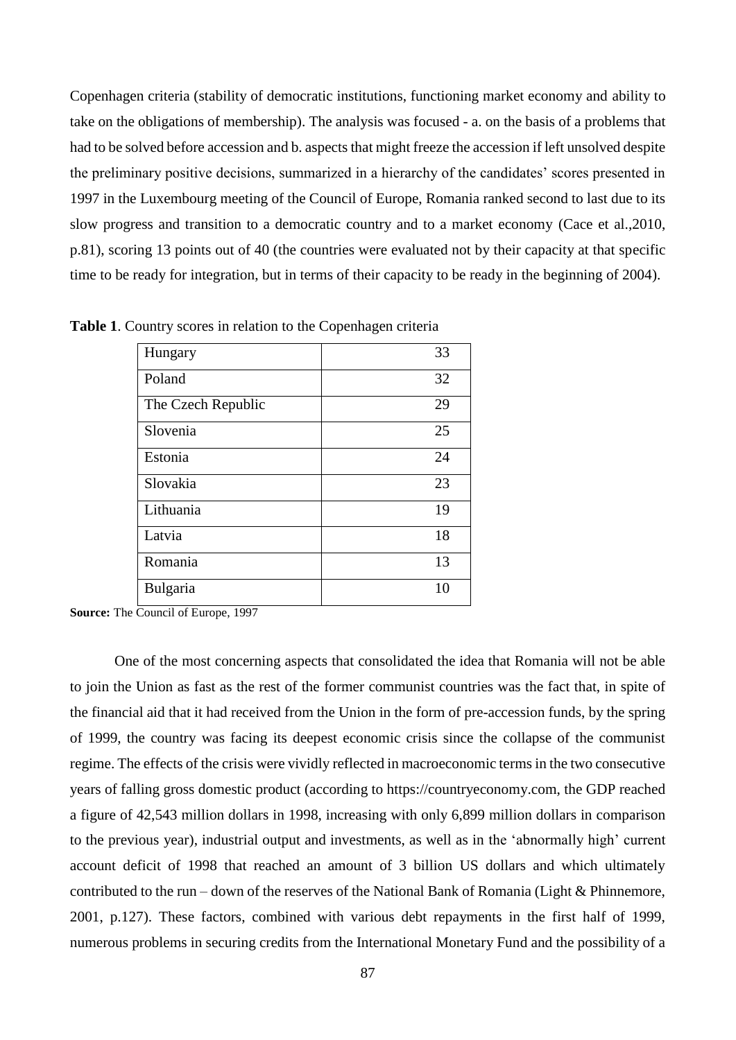Copenhagen criteria (stability of democratic institutions, functioning market economy and ability to take on the obligations of membership). The analysis was focused - a. on the basis of a problems that had to be solved before accession and b. aspects that might freeze the accession if left unsolved despite the preliminary positive decisions, summarized in a hierarchy of the candidates' scores presented in 1997 in the Luxembourg meeting of the Council of Europe, Romania ranked second to last due to its slow progress and transition to a democratic country and to a market economy (Cace et al.,2010, p.81), scoring 13 points out of 40 (the countries were evaluated not by their capacity at that specific time to be ready for integration, but in terms of their capacity to be ready in the beginning of 2004).

**Table 1**. Country scores in relation to the Copenhagen criteria

| | |
|---|---|
| Hungary | 33 |
| Poland | 32 |
| The Czech Republic | 29 |
| Slovenia | 25 |
| Estonia | 24 |
| Slovakia | 23 |
| Lithuania | 19 |
| Latvia | 18 |
| Romania | 13 |
| Bulgaria | 10 |

**Source:** The Council of Europe, 1997

One of the most concerning aspects that consolidated the idea that Romania will not be able to join the Union as fast as the rest of the former communist countries was the fact that, in spite of the financial aid that it had received from the Union in the form of pre-accession funds, by the spring of 1999, the country was facing its deepest economic crisis since the collapse of the communist regime. The effects of the crisis were vividly reflected in macroeconomic terms in the two consecutive years of falling gross domestic product (according to https://countryeconomy.com, the GDP reached a figure of 42,543 million dollars in 1998, increasing with only 6,899 million dollars in comparison to the previous year), industrial output and investments, as well as in the 'abnormally high' current account deficit of 1998 that reached an amount of 3 billion US dollars and which ultimately contributed to the run – down of the reserves of the National Bank of Romania (Light & Phinnemore, 2001, p.127). These factors, combined with various debt repayments in the first half of 1999, numerous problems in securing credits from the International Monetary Fund and the possibility of a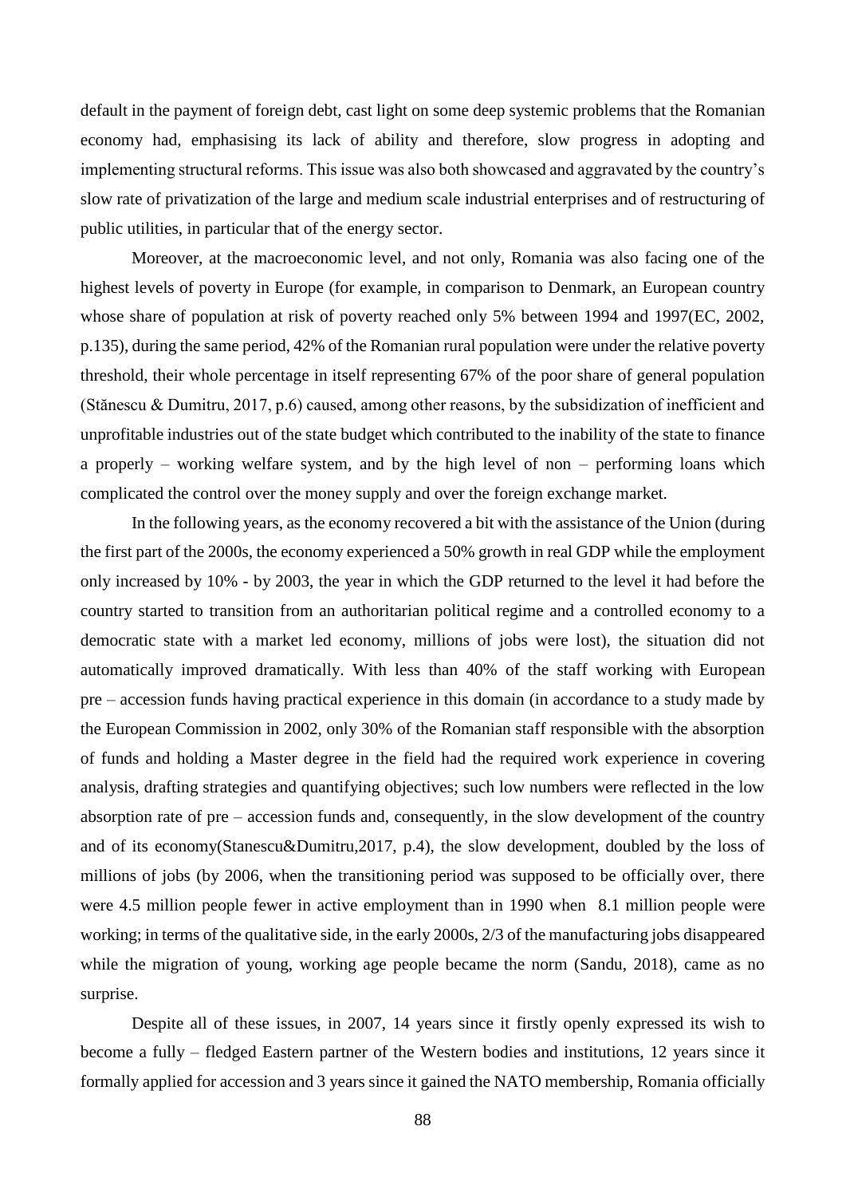default in the payment of foreign debt, cast light on some deep systemic problems that the Romanian economy had, emphasising its lack of ability and therefore, slow progress in adopting and implementing structural reforms. This issue was also both showcased and aggravated by the country's slow rate of privatization of the large and medium scale industrial enterprises and of restructuring of public utilities, in particular that of the energy sector.

Moreover, at the macroeconomic level, and not only, Romania was also facing one of the highest levels of poverty in Europe (for example, in comparison to Denmark, an European country whose share of population at risk of poverty reached only 5% between 1994 and 1997(EC, 2002, p.135), during the same period, 42% of the Romanian rural population were under the relative poverty threshold, their whole percentage in itself representing 67% of the poor share of general population (Stănescu & Dumitru, 2017, p.6) caused, among other reasons, by the subsidization of inefficient and unprofitable industries out of the state budget which contributed to the inability of the state to finance a properly – working welfare system, and by the high level of non – performing loans which complicated the control over the money supply and over the foreign exchange market.

In the following years, as the economy recovered a bit with the assistance of the Union (during the first part of the 2000s, the economy experienced a 50% growth in real GDP while the employment only increased by 10% - by 2003, the year in which the GDP returned to the level it had before the country started to transition from an authoritarian political regime and a controlled economy to a democratic state with a market led economy, millions of jobs were lost), the situation did not automatically improved dramatically. With less than 40% of the staff working with European pre – accession funds having practical experience in this domain (in accordance to a study made by the European Commission in 2002, only 30% of the Romanian staff responsible with the absorption of funds and holding a Master degree in the field had the required work experience in covering analysis, drafting strategies and quantifying objectives; such low numbers were reflected in the low absorption rate of pre – accession funds and, consequently, in the slow development of the country and of its economy(Stanescu&Dumitru,2017, p.4), the slow development, doubled by the loss of millions of jobs (by 2006, when the transitioning period was supposed to be officially over, there were 4.5 million people fewer in active employment than in 1990 when 8.1 million people were working; in terms of the qualitative side, in the early 2000s, 2/3 of the manufacturing jobs disappeared while the migration of young, working age people became the norm (Sandu, 2018), came as no surprise.

Despite all of these issues, in 2007, 14 years since it firstly openly expressed its wish to become a fully – fledged Eastern partner of the Western bodies and institutions, 12 years since it formally applied for accession and 3 years since it gained the NATO membership, Romania officially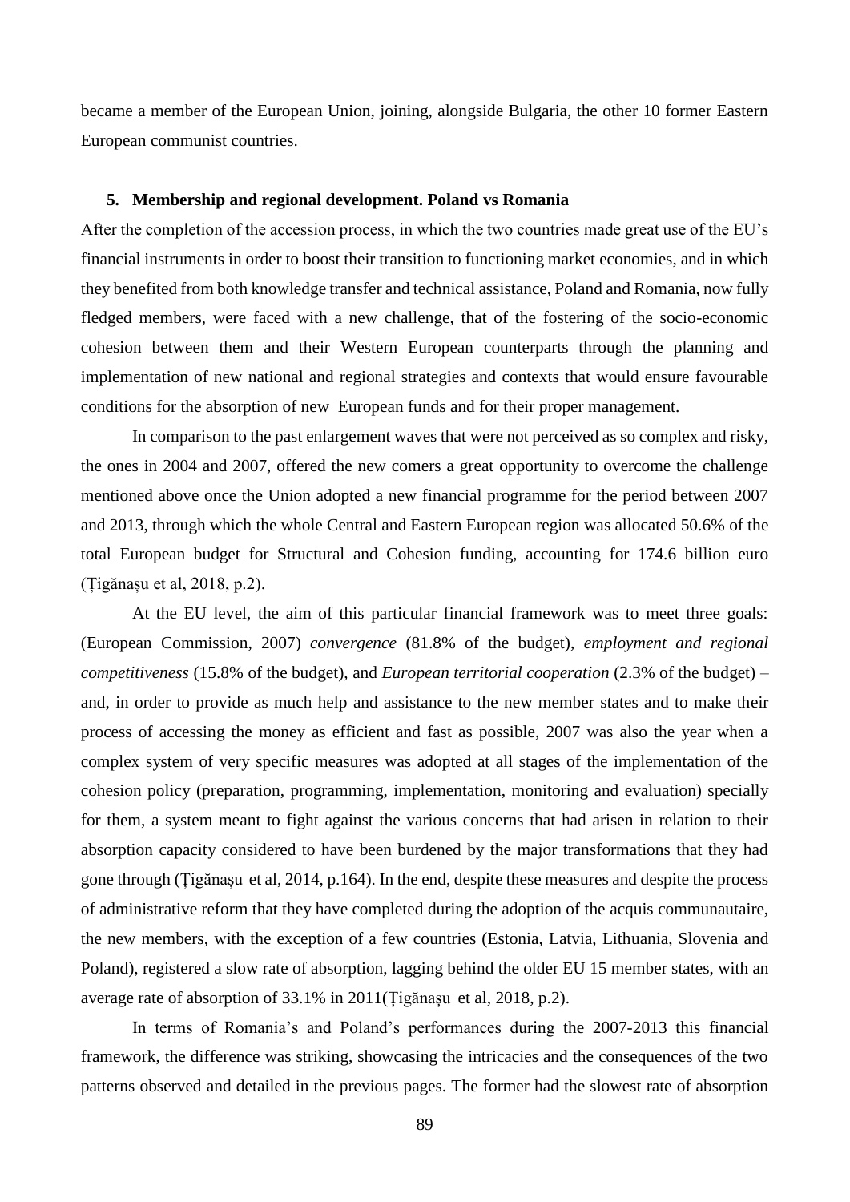became a member of the European Union, joining, alongside Bulgaria, the other 10 former Eastern European communist countries.

## 5. Membership and regional development. Poland vs Romania

After the completion of the accession process, in which the two countries made great use of the EU's financial instruments in order to boost their transition to functioning market economies, and in which they benefited from both knowledge transfer and technical assistance, Poland and Romania, now fully fledged members, were faced with a new challenge, that of the fostering of the socio-economic cohesion between them and their Western European counterparts through the planning and implementation of new national and regional strategies and contexts that would ensure favourable conditions for the absorption of new European funds and for their proper management.

In comparison to the past enlargement waves that were not perceived as so complex and risky, the ones in 2004 and 2007, offered the new comers a great opportunity to overcome the challenge mentioned above once the Union adopted a new financial programme for the period between 2007 and 2013, through which the whole Central and Eastern European region was allocated 50.6% of the total European budget for Structural and Cohesion funding, accounting for 174.6 billion euro (Țigănașu et al, 2018, p.2).

At the EU level, the aim of this particular financial framework was to meet three goals: (European Commission, 2007) *convergence* (81.8% of the budget), *employment and regional competitiveness* (15.8% of the budget), and *European territorial cooperation* (2.3% of the budget) – and, in order to provide as much help and assistance to the new member states and to make their process of accessing the money as efficient and fast as possible, 2007 was also the year when a complex system of very specific measures was adopted at all stages of the implementation of the cohesion policy (preparation, programming, implementation, monitoring and evaluation) specially for them, a system meant to fight against the various concerns that had arisen in relation to their absorption capacity considered to have been burdened by the major transformations that they had gone through (Țigănașu et al, 2014, p.164). In the end, despite these measures and despite the process of administrative reform that they have completed during the adoption of the acquis communautaire, the new members, with the exception of a few countries (Estonia, Latvia, Lithuania, Slovenia and Poland), registered a slow rate of absorption, lagging behind the older EU 15 member states, with an average rate of absorption of 33.1% in 2011(Țigănașu et al, 2018, p.2).

In terms of Romania's and Poland's performances during the 2007-2013 this financial framework, the difference was striking, showcasing the intricacies and the consequences of the two patterns observed and detailed in the previous pages. The former had the slowest rate of absorption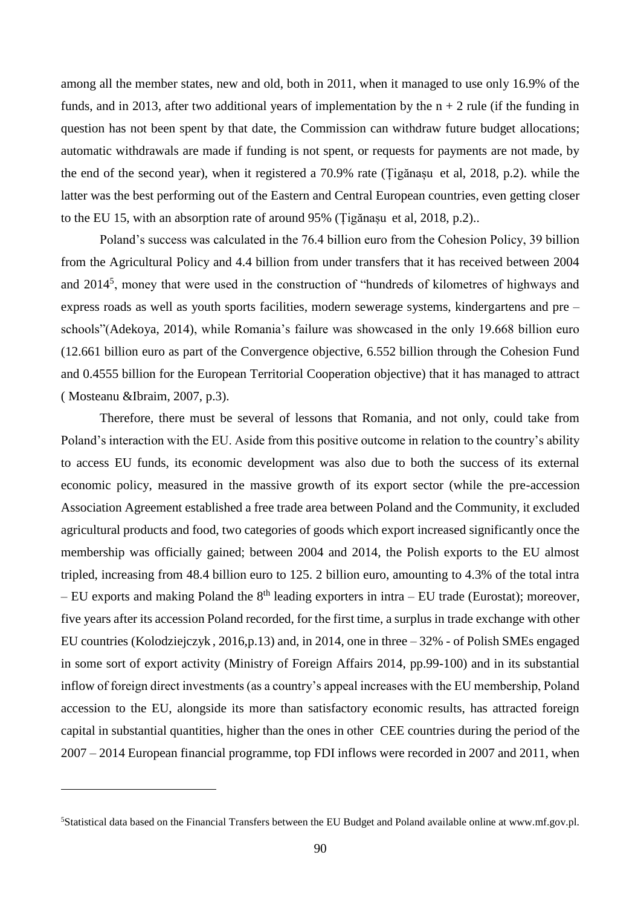among all the member states, new and old, both in 2011, when it managed to use only 16.9% of the funds, and in 2013, after two additional years of implementation by the n + 2 rule (if the funding in question has not been spent by that date, the Commission can withdraw future budget allocations; automatic withdrawals are made if funding is not spent, or requests for payments are not made, by the end of the second year), when it registered a 70.9% rate (Ţigănaşu et al, 2018, p.2). while the latter was the best performing out of the Eastern and Central European countries, even getting closer to the EU 15, with an absorption rate of around 95% (Ţigănaşu et al, 2018, p.2)..

Poland's success was calculated in the 76.4 billion euro from the Cohesion Policy, 39 billion from the Agricultural Policy and 4.4 billion from under transfers that it has received between 2004 and 2014[5], money that were used in the construction of "hundreds of kilometres of highways and express roads as well as youth sports facilities, modern sewerage systems, kindergartens and pre – schools"(Adekoya, 2014), while Romania's failure was showcased in the only 19.668 billion euro (12.661 billion euro as part of the Convergence objective, 6.552 billion through the Cohesion Fund and 0.4555 billion for the European Territorial Cooperation objective) that it has managed to attract ( Mosteanu &Ibraim, 2007, p.3).

Therefore, there must be several of lessons that Romania, and not only, could take from Poland's interaction with the EU. Aside from this positive outcome in relation to the country's ability to access EU funds, its economic development was also due to both the success of its external economic policy, measured in the massive growth of its export sector (while the pre-accession Association Agreement established a free trade area between Poland and the Community, it excluded agricultural products and food, two categories of goods which export increased significantly once the membership was officially gained; between 2004 and 2014, the Polish exports to the EU almost tripled, increasing from 48.4 billion euro to 125. 2 billion euro, amounting to 4.3% of the total intra – EU exports and making Poland the 8th leading exporters in intra – EU trade (Eurostat); moreover, five years after its accession Poland recorded, for the first time, a surplus in trade exchange with other EU countries (Kolodziejczyk , 2016,p.13) and, in 2014, one in three – 32% - of Polish SMEs engaged in some sort of export activity (Ministry of Foreign Affairs 2014, pp.99-100) and in its substantial inflow of foreign direct investments (as a country's appeal increases with the EU membership, Poland accession to the EU, alongside its more than satisfactory economic results, has attracted foreign capital in substantial quantities, higher than the ones in other CEE countries during the period of the 2007 – 2014 European financial programme, top FDI inflows were recorded in 2007 and 2011, when

---

[5]Statistical data based on the Financial Transfers between the EU Budget and Poland available online at www.mf.gov.pl.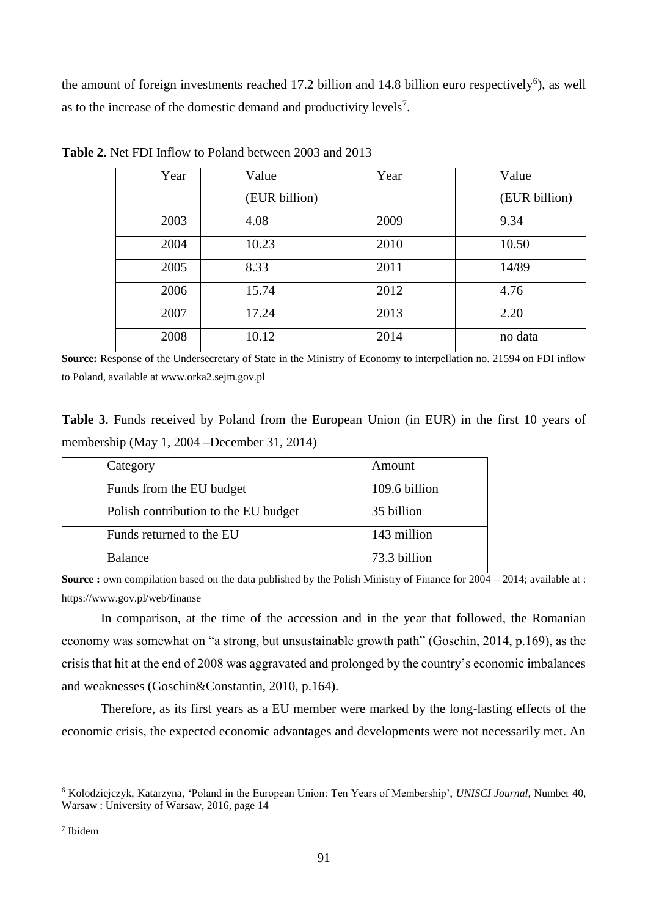the amount of foreign investments reached 17.2 billion and 14.8 billion euro respectively[6]), as well as to the increase of the domestic demand and productivity levels[7].

**Table 2.** Net FDI Inflow to Poland between 2003 and 2013

| Year | Value (EUR billion) | Year | Value (EUR billion) |
|---|---|---|---|
| 2003 | 4.08 | 2009 | 9.34 |
| 2004 | 10.23 | 2010 | 10.50 |
| 2005 | 8.33 | 2011 | 14/89 |
| 2006 | 15.74 | 2012 | 4.76 |
| 2007 | 17.24 | 2013 | 2.20 |
| 2008 | 10.12 | 2014 | no data |

**Source:** Response of the Undersecretary of State in the Ministry of Economy to interpellation no. 21594 on FDI inflow to Poland, available at www.orka2.sejm.gov.pl

**Table 3**. Funds received by Poland from the European Union (in EUR) in the first 10 years of membership (May 1, 2004 –December 31, 2014)

| Category | Amount |
|---|---|
| Funds from the EU budget | 109.6 billion |
| Polish contribution to the EU budget | 35 billion |
| Funds returned to the EU | 143 million |
| Balance | 73.3 billion |

**Source :** own compilation based on the data published by the Polish Ministry of Finance for 2004 – 2014; available at : https://www.gov.pl/web/finanse

In comparison, at the time of the accession and in the year that followed, the Romanian economy was somewhat on "a strong, but unsustainable growth path" (Goschin, 2014, p.169), as the crisis that hit at the end of 2008 was aggravated and prolonged by the country's economic imbalances and weaknesses (Goschin&Constantin, 2010, p.164).

Therefore, as its first years as a EU member were marked by the long-lasting effects of the economic crisis, the expected economic advantages and developments were not necessarily met. An

[6] Kolodziejczyk, Katarzyna, 'Poland in the European Union: Ten Years of Membership', *UNISCI Journal*, Number 40, Warsaw : University of Warsaw, 2016, page 14

[7] Ibidem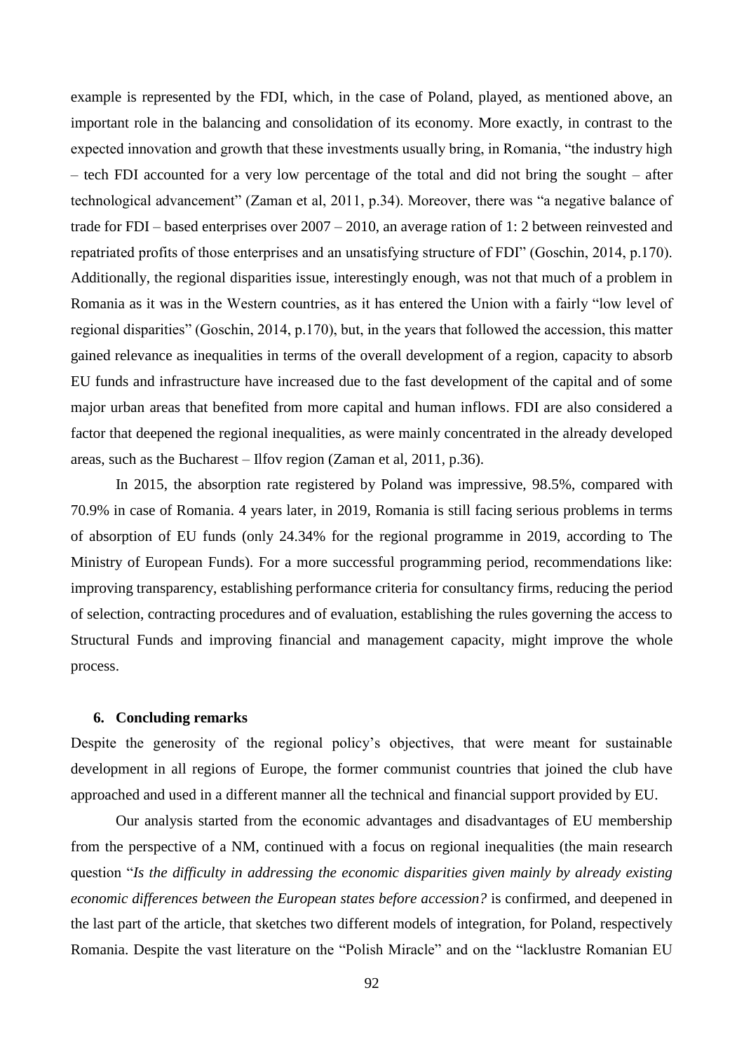example is represented by the FDI, which, in the case of Poland, played, as mentioned above, an important role in the balancing and consolidation of its economy. More exactly, in contrast to the expected innovation and growth that these investments usually bring, in Romania, "the industry high – tech FDI accounted for a very low percentage of the total and did not bring the sought – after technological advancement" (Zaman et al, 2011, p.34). Moreover, there was "a negative balance of trade for FDI – based enterprises over 2007 – 2010, an average ration of 1: 2 between reinvested and repatriated profits of those enterprises and an unsatisfying structure of FDI" (Goschin, 2014, p.170). Additionally, the regional disparities issue, interestingly enough, was not that much of a problem in Romania as it was in the Western countries, as it has entered the Union with a fairly "low level of regional disparities" (Goschin, 2014, p.170), but, in the years that followed the accession, this matter gained relevance as inequalities in terms of the overall development of a region, capacity to absorb EU funds and infrastructure have increased due to the fast development of the capital and of some major urban areas that benefited from more capital and human inflows. FDI are also considered a factor that deepened the regional inequalities, as were mainly concentrated in the already developed areas, such as the Bucharest – Ilfov region (Zaman et al, 2011, p.36).

In 2015, the absorption rate registered by Poland was impressive, 98.5%, compared with 70.9% in case of Romania. 4 years later, in 2019, Romania is still facing serious problems in terms of absorption of EU funds (only 24.34% for the regional programme in 2019, according to The Ministry of European Funds). For a more successful programming period, recommendations like: improving transparency, establishing performance criteria for consultancy firms, reducing the period of selection, contracting procedures and of evaluation, establishing the rules governing the access to Structural Funds and improving financial and management capacity, might improve the whole process.

## 6. Concluding remarks

Despite the generosity of the regional policy's objectives, that were meant for sustainable development in all regions of Europe, the former communist countries that joined the club have approached and used in a different manner all the technical and financial support provided by EU.

Our analysis started from the economic advantages and disadvantages of EU membership from the perspective of a NM, continued with a focus on regional inequalities (the main research question "*Is the difficulty in addressing the economic disparities given mainly by already existing economic differences between the European states before accession?* is confirmed, and deepened in the last part of the article, that sketches two different models of integration, for Poland, respectively Romania. Despite the vast literature on the "Polish Miracle" and on the "lacklustre Romanian EU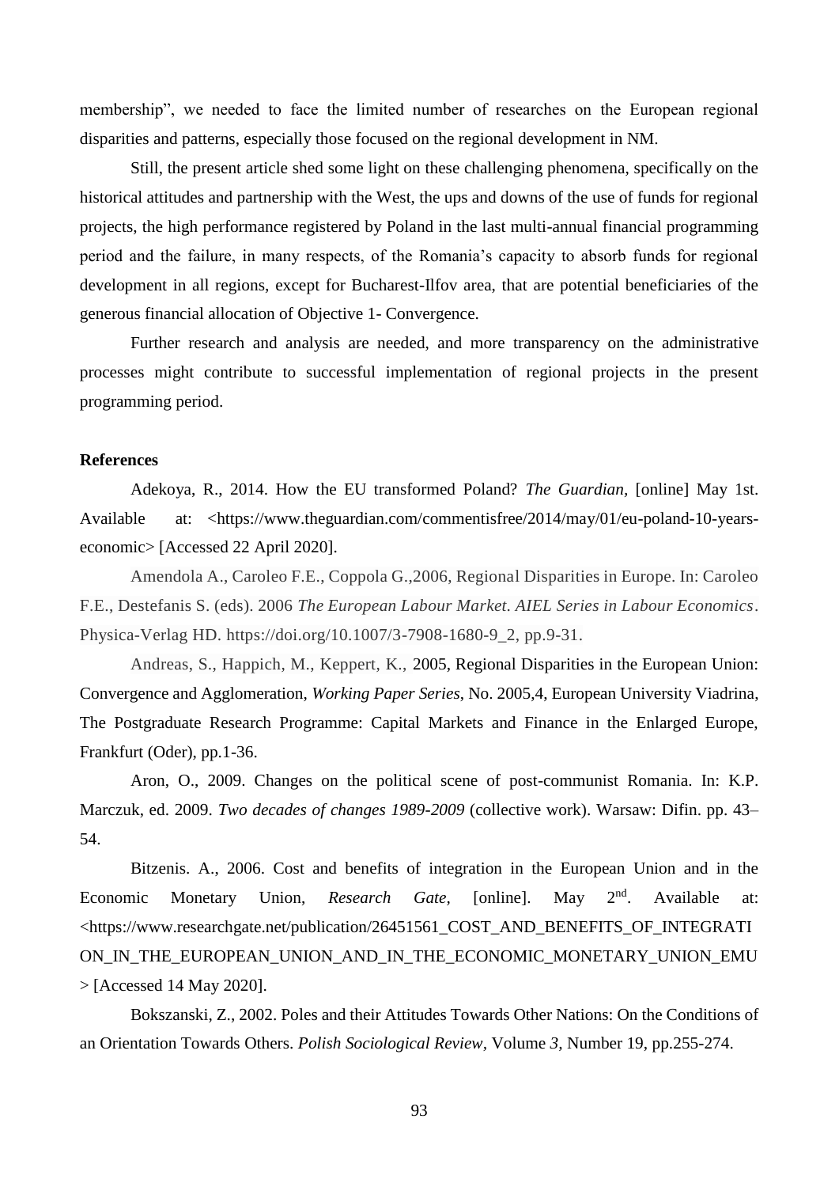membership", we needed to face the limited number of researches on the European regional disparities and patterns, especially those focused on the regional development in NM.

Still, the present article shed some light on these challenging phenomena, specifically on the historical attitudes and partnership with the West, the ups and downs of the use of funds for regional projects, the high performance registered by Poland in the last multi-annual financial programming period and the failure, in many respects, of the Romania's capacity to absorb funds for regional development in all regions, except for Bucharest-Ilfov area, that are potential beneficiaries of the generous financial allocation of Objective 1- Convergence.

Further research and analysis are needed, and more transparency on the administrative processes might contribute to successful implementation of regional projects in the present programming period.

**References**

Adekoya, R., 2014. How the EU transformed Poland? *The Guardian,* [online] May 1st. Available at: <https://www.theguardian.com/commentisfree/2014/may/01/eu-poland-10-years-economic> [Accessed 22 April 2020].

Amendola A., Caroleo F.E., Coppola G.,2006, Regional Disparities in Europe. In: Caroleo F.E., Destefanis S. (eds). 2006 *The European Labour Market. AIEL Series in Labour Economics*. Physica-Verlag HD. https://doi.org/10.1007/3-7908-1680-9_2, pp.9-31.

Andreas, S., Happich, M., Keppert, K., 2005, Regional Disparities in the European Union: Convergence and Agglomeration, *Working Paper Series*, No. 2005,4, European University Viadrina, The Postgraduate Research Programme: Capital Markets and Finance in the Enlarged Europe, Frankfurt (Oder), pp.1-36.

Aron, O., 2009. Changes on the political scene of post-communist Romania. In: K.P. Marczuk, ed. 2009. *Two decades of changes 1989-2009* (collective work). Warsaw: Difin. pp. 43–54.

Bitzenis. A., 2006. Cost and benefits of integration in the European Union and in the Economic Monetary Union, *Research Gate*, [online]. May 2nd. Available at: <https://www.researchgate.net/publication/26451561_COST_AND_BENEFITS_OF_INTEGRATION_IN_THE_EUROPEAN_UNION_AND_IN_THE_ECONOMIC_MONETARY_UNION_EMU> [Accessed 14 May 2020].

Bokszanski, Z., 2002. Poles and their Attitudes Towards Other Nations: On the Conditions of an Orientation Towards Others. *Polish Sociological Review*, Volume *3*, Number 19, pp.255-274.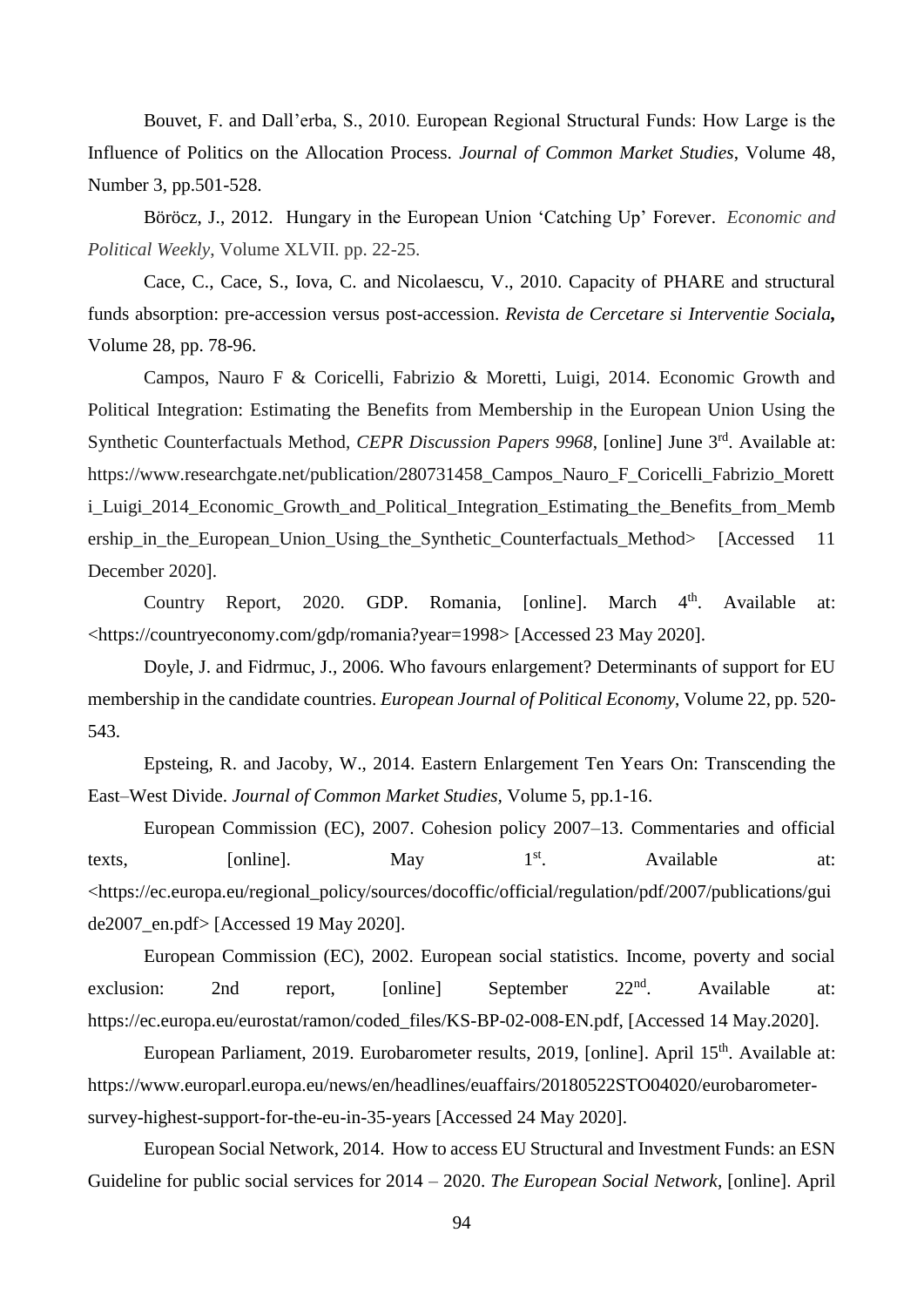Bouvet, F. and Dall'erba, S., 2010. European Regional Structural Funds: How Large is the Influence of Politics on the Allocation Process. *Journal of Common Market Studies*, Volume 48, Number 3, pp.501-528.

Böröcz, J., 2012. Hungary in the European Union 'Catching Up' Forever. *Economic and Political Weekly*, Volume XLVII. pp. 22-25.

Cace, C., Cace, S., Iova, C. and Nicolaescu, V., 2010. Capacity of PHARE and structural funds absorption: pre-accession versus post-accession. *Revista de Cercetare si Interventie Sociala***,** Volume 28, pp. 78-96.

Campos, Nauro F & Coricelli, Fabrizio & Moretti, Luigi, 2014. Economic Growth and Political Integration: Estimating the Benefits from Membership in the European Union Using the Synthetic Counterfactuals Method, *CEPR Discussion Papers 9968*, [online] June 3rd. Available at: https://www.researchgate.net/publication/280731458_Campos_Nauro_F_Coricelli_Fabrizio_Moretti_Luigi_2014_Economic_Growth_and_Political_Integration_Estimating_the_Benefits_from_Membership_in_the_European_Union_Using_the_Synthetic_Counterfactuals_Method> [Accessed 11 December 2020].

Country Report, 2020. GDP. Romania, [online]. March 4th. Available at: <https://countryeconomy.com/gdp/romania?year=1998> [Accessed 23 May 2020].

Doyle, J. and Fidrmuc, J., 2006. Who favours enlargement? Determinants of support for EU membership in the candidate countries. *European Journal of Political Economy*, Volume 22, pp. 520-543.

Epsteing, R. and Jacoby, W., 2014. Eastern Enlargement Ten Years On: Transcending the East–West Divide. *Journal of Common Market Studies*, Volume 5, pp.1-16.

European Commission (EC), 2007. Cohesion policy 2007–13. Commentaries and official texts, [online]. May 1st. Available at: <https://ec.europa.eu/regional_policy/sources/docoffic/official/regulation/pdf/2007/publications/guide2007_en.pdf> [Accessed 19 May 2020].

European Commission (EC), 2002. European social statistics. Income, poverty and social exclusion: 2nd report, [online] September 22nd. Available at: https://ec.europa.eu/eurostat/ramon/coded_files/KS-BP-02-008-EN.pdf, [Accessed 14 May.2020].

European Parliament, 2019. Eurobarometer results, 2019, [online]. April 15th. Available at: https://www.europarl.europa.eu/news/en/headlines/euaffairs/20180522STO04020/eurobarometer-survey-highest-support-for-the-eu-in-35-years [Accessed 24 May 2020].

European Social Network, 2014. How to access EU Structural and Investment Funds: an ESN Guideline for public social services for 2014 – 2020. *The European Social Network*, [online]. April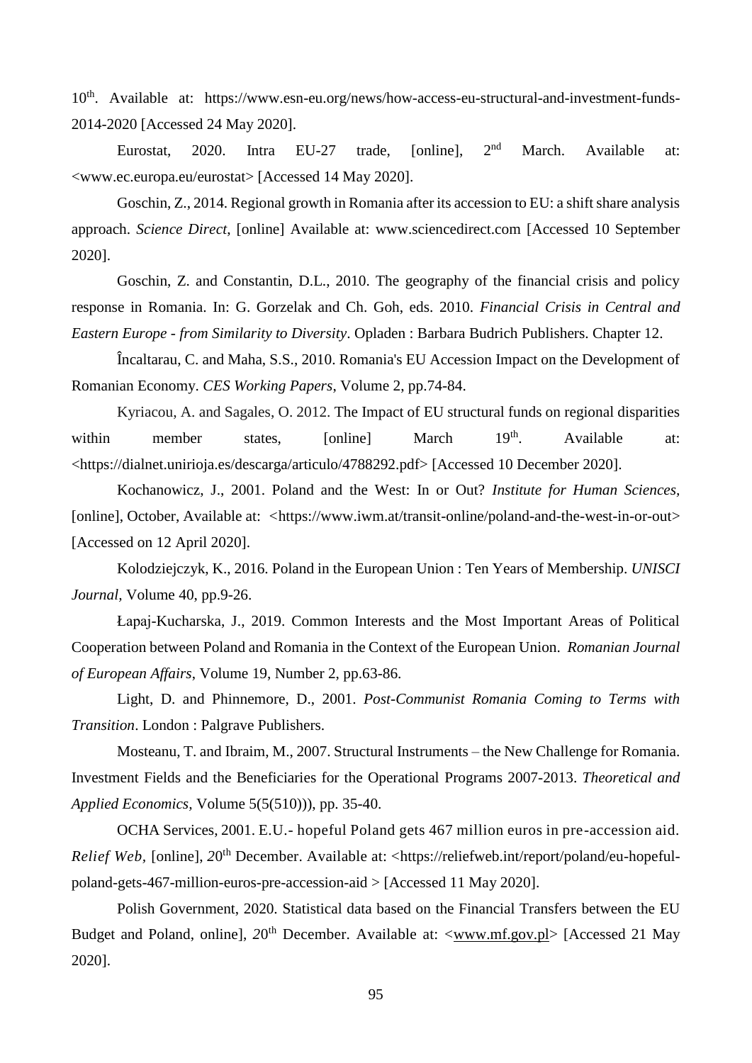10th. Available at: https://www.esn-eu.org/news/how-access-eu-structural-and-investment-funds-2014-2020 [Accessed 24 May 2020].

Eurostat, 2020. Intra EU-27 trade, [online], 2nd March. Available at: <www.ec.europa.eu/eurostat> [Accessed 14 May 2020].

Goschin, Z., 2014. Regional growth in Romania after its accession to EU: a shift share analysis approach. *Science Direct*, [online] Available at: www.sciencedirect.com [Accessed 10 September 2020].

Goschin, Z. and Constantin, D.L., 2010. The geography of the financial crisis and policy response in Romania. In: G. Gorzelak and Ch. Goh, eds. 2010. *Financial Crisis in Central and Eastern Europe - from Similarity to Diversity*. Opladen : Barbara Budrich Publishers. Chapter 12.

Încaltarau, C. and Maha, S.S., 2010. Romania's EU Accession Impact on the Development of Romanian Economy. *CES Working Papers*, Volume 2, pp.74-84.

Kyriacou, A. and Sagales, O. 2012. The Impact of EU structural funds on regional disparities within member states, [online] March 19th. Available at: <https://dialnet.unirioja.es/descarga/articulo/4788292.pdf> [Accessed 10 December 2020].

Kochanowicz, J., 2001. Poland and the West: In or Out? *Institute for Human Sciences*, [online], October, Available at: <https://www.iwm.at/transit-online/poland-and-the-west-in-or-out> [Accessed on 12 April 2020].

Kolodziejczyk, K., 2016. Poland in the European Union : Ten Years of Membership. *UNISCI Journal*, Volume 40, pp.9-26.

Łapaj-Kucharska, J., 2019. Common Interests and the Most Important Areas of Political Cooperation between Poland and Romania in the Context of the European Union. *Romanian Journal of European Affairs*, Volume 19, Number 2, pp.63-86.

Light, D. and Phinnemore, D., 2001. *Post-Communist Romania Coming to Terms with Transition*. London : Palgrave Publishers.

Mosteanu, T. and Ibraim, M., 2007. Structural Instruments – the New Challenge for Romania. Investment Fields and the Beneficiaries for the Operational Programs 2007-2013. *Theoretical and Applied Economics*, Volume 5(5(510))), pp. 35-40.

OCHA Services, 2001. E.U.- hopeful Poland gets 467 million euros in pre-accession aid. *Relief Web*, [online], 20th December. Available at: <https://reliefweb.int/report/poland/eu-hopeful-poland-gets-467-million-euros-pre-accession-aid > [Accessed 11 May 2020].

Polish Government, 2020. Statistical data based on the Financial Transfers between the EU Budget and Poland, online], 20th December. Available at: <www.mf.gov.pl> [Accessed 21 May 2020].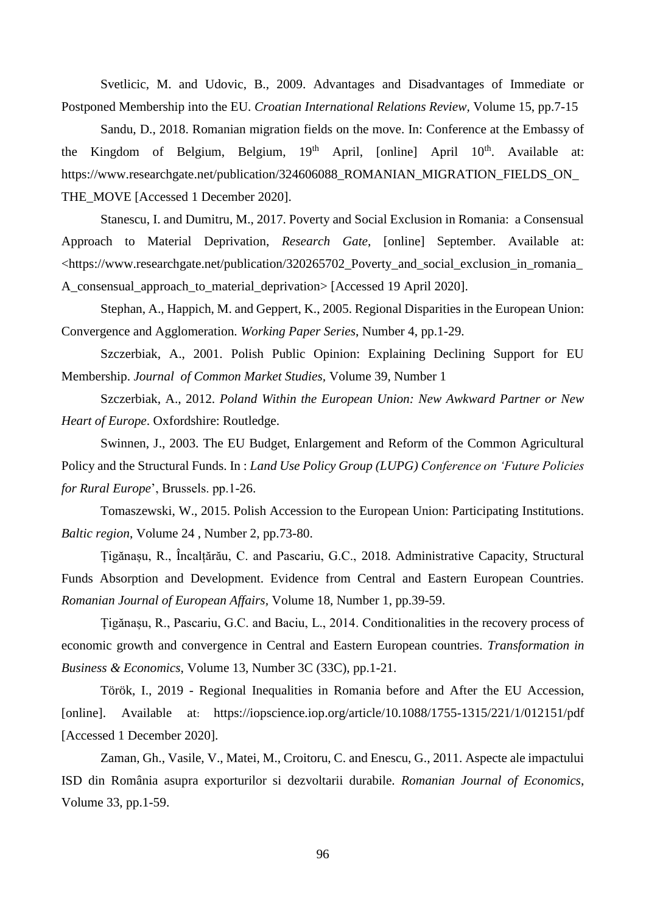Svetlicic, M. and Udovic, B., 2009. Advantages and Disadvantages of Immediate or Postponed Membership into the EU. *Croatian International Relations Review*, Volume 15, pp.7-15

Sandu, D., 2018. Romanian migration fields on the move. In: Conference at the Embassy of the Kingdom of Belgium, Belgium, 19th April, [online] April 10th. Available at: https://www.researchgate.net/publication/324606088_ROMANIAN_MIGRATION_FIELDS_ON_THE_MOVE [Accessed 1 December 2020].

Stanescu, I. and Dumitru, M., 2017. Poverty and Social Exclusion in Romania: a Consensual Approach to Material Deprivation, *Research Gate*, [online] September. Available at: <https://www.researchgate.net/publication/320265702_Poverty_and_social_exclusion_in_romania_A_consensual_approach_to_material_deprivation> [Accessed 19 April 2020].

Stephan, A., Happich, M. and Geppert, K., 2005. Regional Disparities in the European Union: Convergence and Agglomeration. *Working Paper Series*, Number 4, pp.1-29.

Szczerbiak, A., 2001. Polish Public Opinion: Explaining Declining Support for EU Membership. *Journal of Common Market Studies*, Volume 39, Number 1

Szczerbiak, A., 2012. *Poland Within the European Union: New Awkward Partner or New Heart of Europe*. Oxfordshire: Routledge.

Swinnen, J., 2003. The EU Budget, Enlargement and Reform of the Common Agricultural Policy and the Structural Funds. In : *Land Use Policy Group (LUPG) Conference on 'Future Policies for Rural Europe*', Brussels. pp.1-26.

Tomaszewski, W., 2015. Polish Accession to the European Union: Participating Institutions. *Baltic region*, Volume 24 , Number 2, pp.73-80.

Țigănașu, R., Încalțărău, C. and Pascariu, G.C., 2018. Administrative Capacity, Structural Funds Absorption and Development. Evidence from Central and Eastern European Countries. *Romanian Journal of European Affairs*, Volume 18, Number 1, pp.39-59.

Țigănașu, R., Pascariu, G.C. and Baciu, L., 2014. Conditionalities in the recovery process of economic growth and convergence in Central and Eastern European countries. *Transformation in Business & Economics*, Volume 13, Number 3C (33C), pp.1-21.

Török, I., 2019 - Regional Inequalities in Romania before and After the EU Accession, [online]. Available at: https://iopscience.iop.org/article/10.1088/1755-1315/221/1/012151/pdf [Accessed 1 December 2020].

Zaman, Gh., Vasile, V., Matei, M., Croitoru, C. and Enescu, G., 2011. Aspecte ale impactului ISD din România asupra exporturilor si dezvoltarii durabile. *Romanian Journal of Economics*, Volume 33, pp.1-59.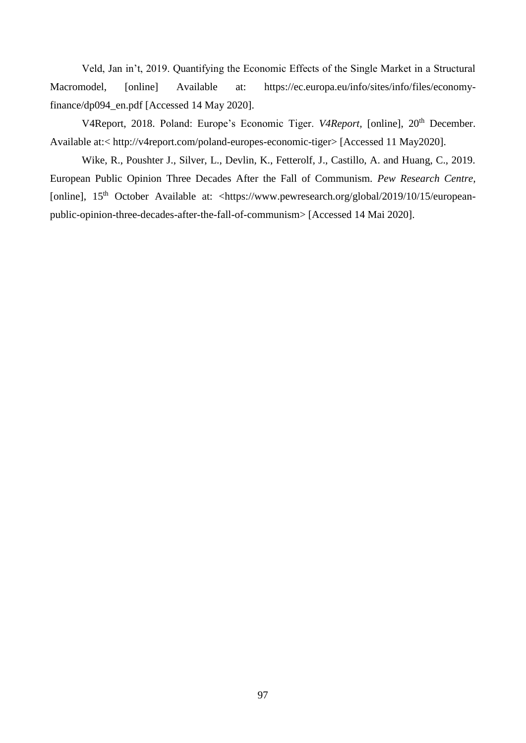Veld, Jan in't, 2019. Quantifying the Economic Effects of the Single Market in a Structural Macromodel, [online] Available at: https://ec.europa.eu/info/sites/info/files/economy-finance/dp094_en.pdf [Accessed 14 May 2020].

V4Report, 2018. Poland: Europe's Economic Tiger. *V4Report,* [online], 20th December. Available at:< http://v4report.com/poland-europes-economic-tiger> [Accessed 11 May2020].

Wike, R., Poushter J., Silver, L., Devlin, K., Fetterolf, J., Castillo, A. and Huang, C., 2019. European Public Opinion Three Decades After the Fall of Communism. *Pew Research Centre*, [online], 15th October Available at: <https://www.pewresearch.org/global/2019/10/15/european-public-opinion-three-decades-after-the-fall-of-communism> [Accessed 14 Mai 2020].